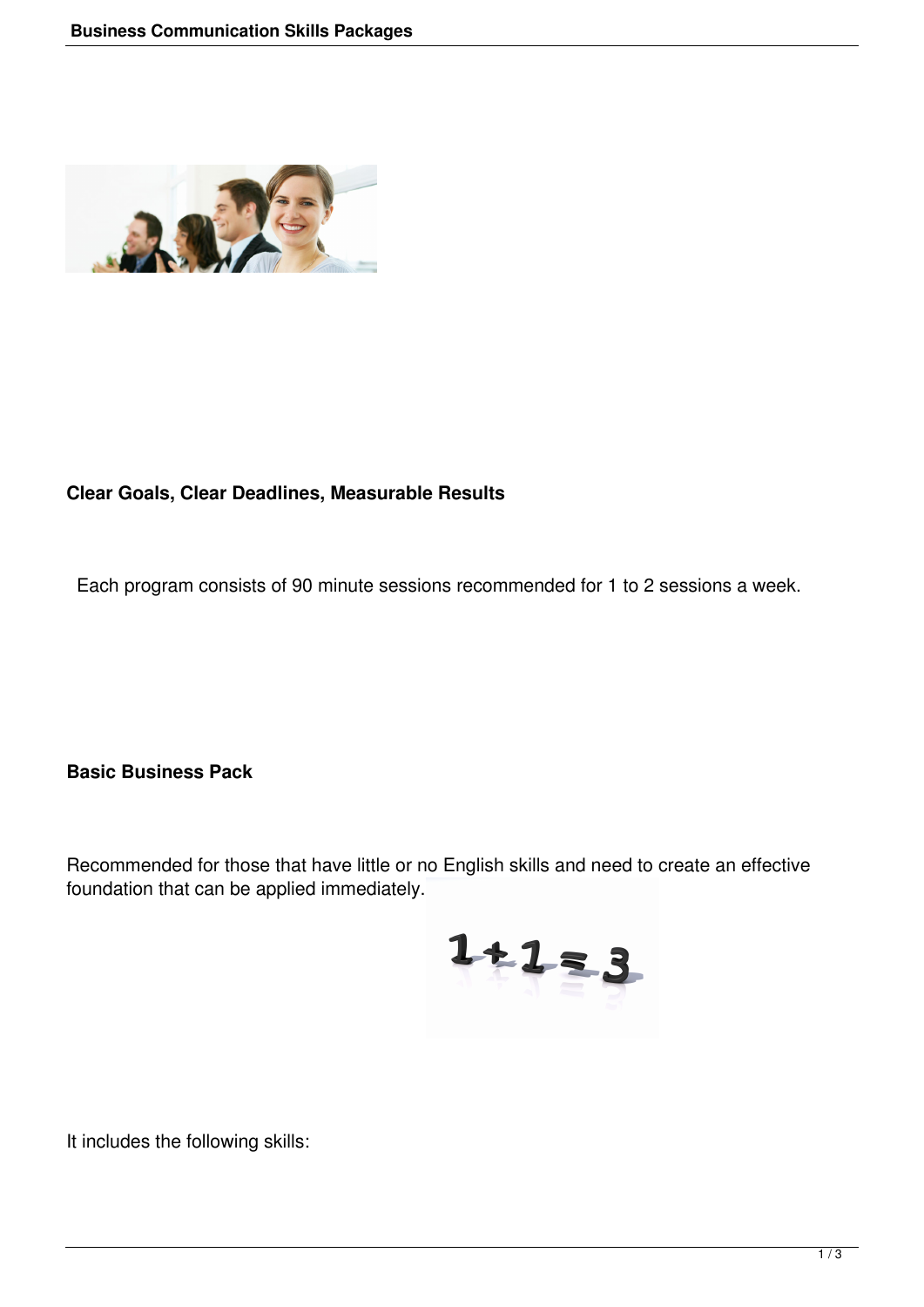## Clear Goals, Clear Deadlines, Measurable Results

Each program consists of 90 minute sessions recommended for 1 to 2 sessions a week.

## Basic Business Pack

Recommended for those that have little or no English skills and need to create an effective foundation that can be applied immediately.

It includes the following skills: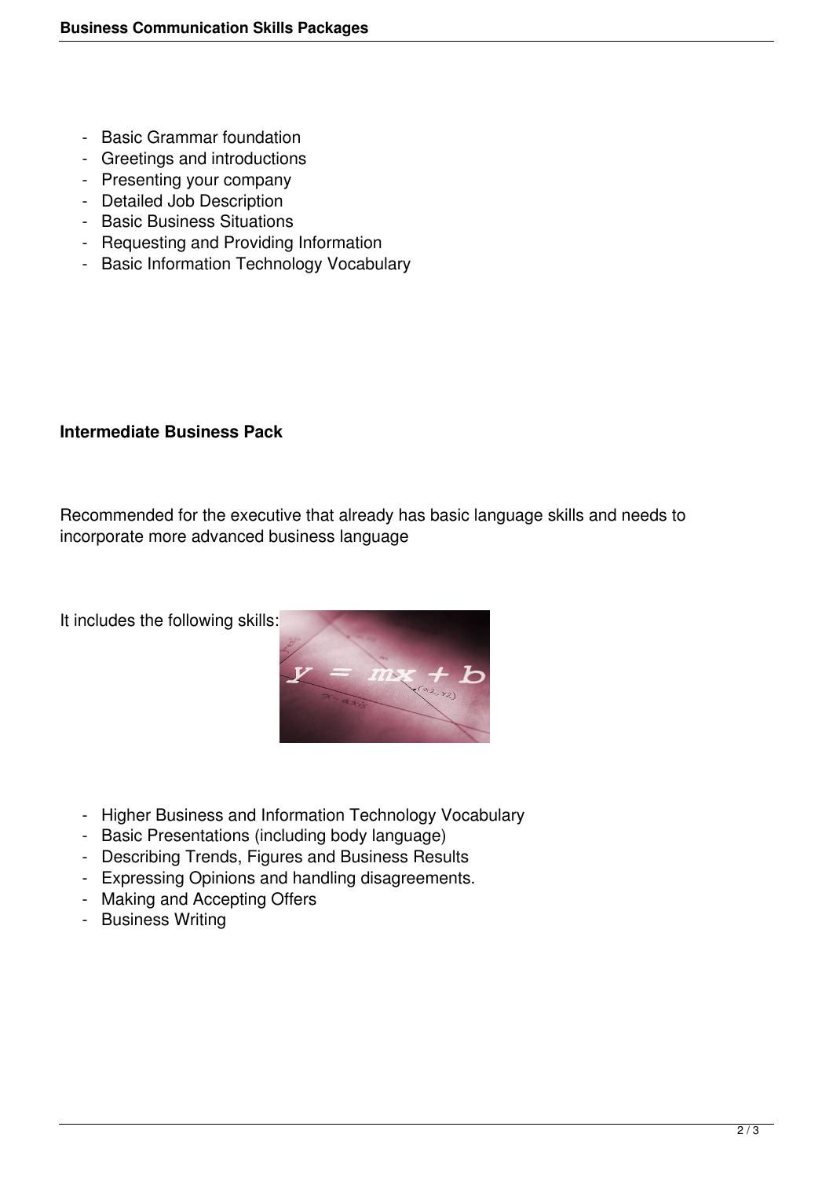- Basic Grammar foundation
- Greetings and introductions
- Presenting your company
- Detailed Job Description
- Basic Business Situations
- Requesting and Providing Information
- Basic Information Technology Vocabulary

**Intermediate Business Pack**

Recommended for the executive that already has basic language skills and needs to incorporate more advanced business language

It includes the following skills:

- Higher Business and Information Technology Vocabulary
- Basic Presentations (including body language)
- Describing Trends, Figures and Business Results
- Expressing Opinions and handling disagreements.
- Making and Accepting Offers
- Business Writing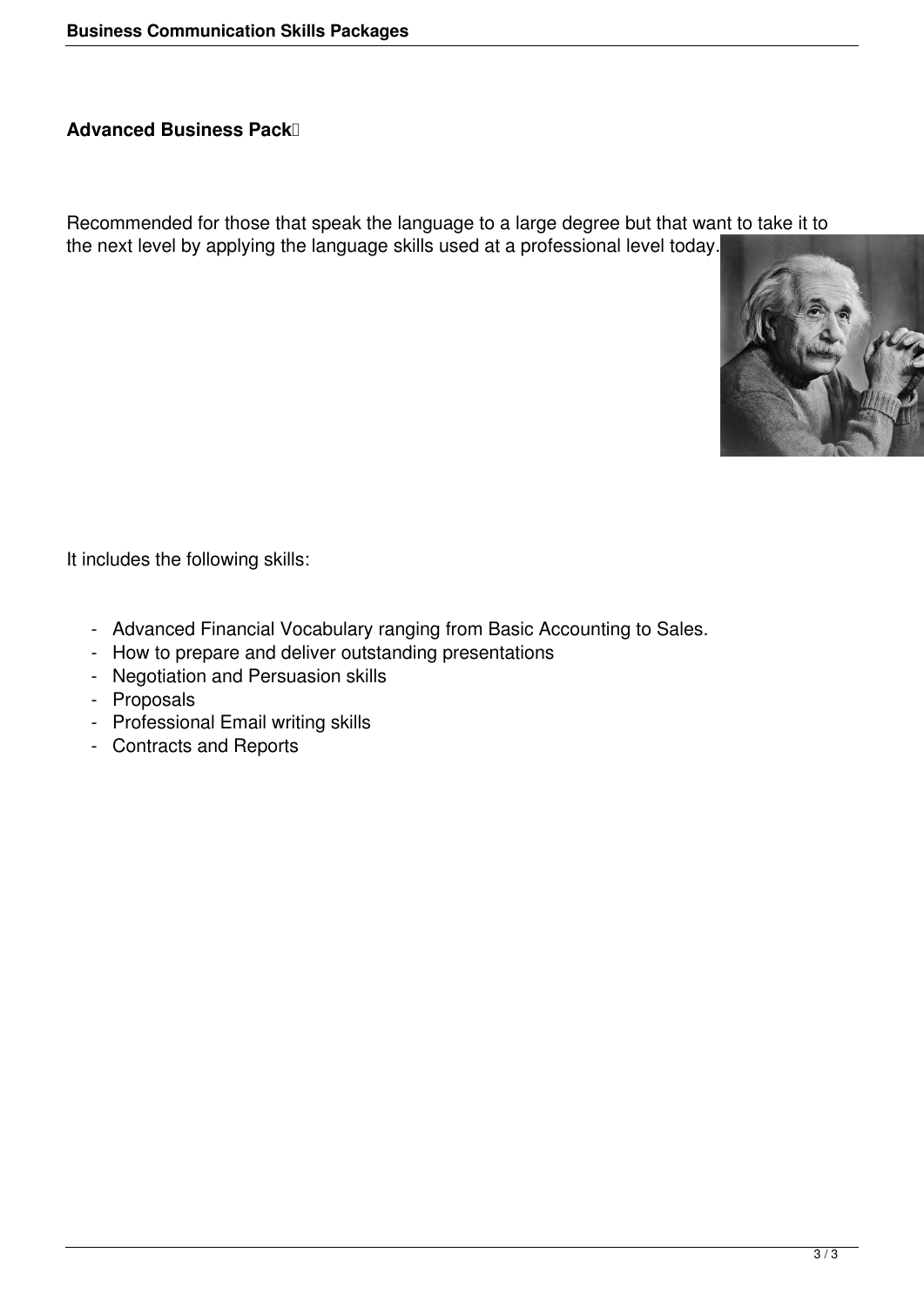## Advanced Business Pack

Recommended for those that speak the language to a large degree but that want to take it to the next level by applying the language skills used at a professional level today.

It includes the following skills:

- Advanced Financial Vocabulary ranging from Basic Accounting to Sales.
- How to prepare and deliver outstanding presentations
- Negotiation and Persuasion skills
- Proposals
- Professional Email writing skills
- Contracts and Reports